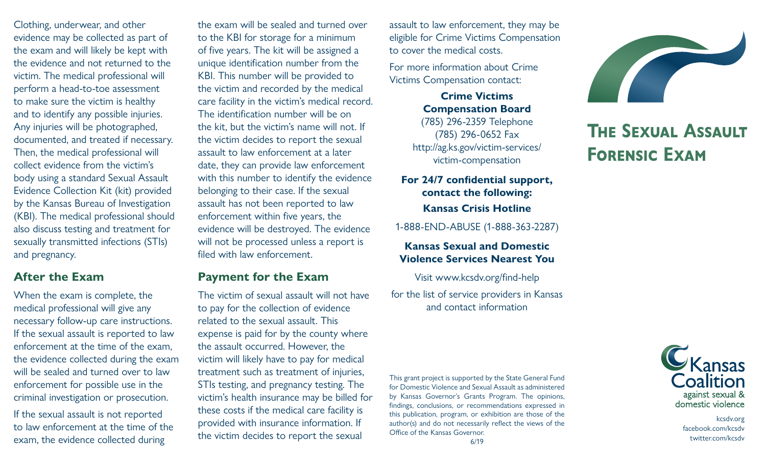Clothing, underwear, and other evidence may be collected as part of the exam and will likely be kept with the evidence and not returned to the victim. The medical professional will perform a head-to-toe assessment to make sure the victim is healthy and to identify any possible injuries. Any injuries will be photographed, documented, and treated if necessary. Then, the medical professional will collect evidence from the victim's body using a standard Sexual Assault Evidence Collection Kit (kit) provided by the Kansas Bureau of Investigation (KBI). The medical professional should also discuss testing and treatment for sexually transmitted infections (STIs) and pregnancy.

## After the Exam

When the exam is complete, the medical professional will give any necessary follow-up care instructions. If the sexual assault is reported to law enforcement at the time of the exam, the evidence collected during the exam will be sealed and turned over to law enforcement for possible use in the criminal investigation or prosecution.

If the sexual assault is not reported to law enforcement at the time of the exam, the evidence collected during the exam will be sealed and turned over to the KBI for storage for a minimum of five years. The kit will be assigned a unique identification number from the KBI. This number will be provided to the victim and recorded by the medical care facility in the victim's medical record. The identification number will be on the kit, but the victim's name will not. If the victim decides to report the sexual assault to law enforcement at a later date, they can provide law enforcement with this number to identify the evidence belonging to their case. If the sexual assault has not been reported to law enforcement within five years, the evidence will be destroyed. The evidence will not be processed unless a report is filed with law enforcement.

## Payment for the Exam

The victim of sexual assault will not have to pay for the collection of evidence related to the sexual assault. This expense is paid for by the county where the assault occurred. However, the victim will likely have to pay for medical treatment such as treatment of injuries, STIs testing, and pregnancy testing. The victim's health insurance may be billed for these costs if the medical care facility is provided with insurance information. If the victim decides to report the sexual assault to law enforcement, they may be eligible for Crime Victims Compensation to cover the medical costs.

For more information about Crime Victims Compensation contact:

**Crime Victims Compensation Board**
(785) 296-2359 Telephone
(785) 296-0652 Fax
http://ag.ks.gov/victim-services/victim-compensation

**For 24/7 confidential support, contact the following:**

**Kansas Crisis Hotline**

1-888-END-ABUSE (1-888-363-2287)

**Kansas Sexual and Domestic Violence Services Nearest You**

Visit www.kcsdv.org/find-help
for the list of service providers in Kansas and contact information

This grant project is supported by the State General Fund for Domestic Violence and Sexual Assault as administered by Kansas Governor's Grants Program. The opinions, findings, conclusions, or recommendations expressed in this publication, program, or exhibition are those of the author(s) and do not necessarily reflect the views of the Office of the Kansas Governor.

6/19

# The Sexual Assault Forensic Exam

Kansas Coalition against sexual & domestic violence

kcsdv.org
facebook.com/kcsdv
twitter.com/kcsdv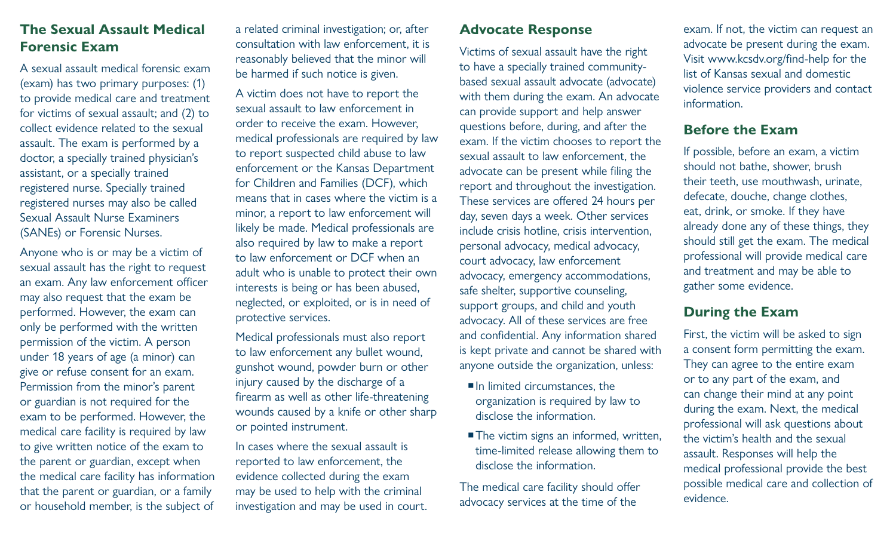## The Sexual Assault Medical Forensic Exam

A sexual assault medical forensic exam (exam) has two primary purposes: (1) to provide medical care and treatment for victims of sexual assault; and (2) to collect evidence related to the sexual assault. The exam is performed by a doctor, a specially trained physician's assistant, or a specially trained registered nurse. Specially trained registered nurses may also be called Sexual Assault Nurse Examiners (SANEs) or Forensic Nurses.

Anyone who is or may be a victim of sexual assault has the right to request an exam. Any law enforcement officer may also request that the exam be performed. However, the exam can only be performed with the written permission of the victim. A person under 18 years of age (a minor) can give or refuse consent for an exam. Permission from the minor's parent or guardian is not required for the exam to be performed. However, the medical care facility is required by law to give written notice of the exam to the parent or guardian, except when the medical care facility has information that the parent or guardian, or a family or household member, is the subject of a related criminal investigation; or, after consultation with law enforcement, it is reasonably believed that the minor will be harmed if such notice is given.

A victim does not have to report the sexual assault to law enforcement in order to receive the exam. However, medical professionals are required by law to report suspected child abuse to law enforcement or the Kansas Department for Children and Families (DCF), which means that in cases where the victim is a minor, a report to law enforcement will likely be made. Medical professionals are also required by law to make a report to law enforcement or DCF when an adult who is unable to protect their own interests is being or has been abused, neglected, or exploited, or is in need of protective services.

Medical professionals must also report to law enforcement any bullet wound, gunshot wound, powder burn or other injury caused by the discharge of a firearm as well as other life-threatening wounds caused by a knife or other sharp or pointed instrument.

In cases where the sexual assault is reported to law enforcement, the evidence collected during the exam may be used to help with the criminal investigation and may be used in court.

## Advocate Response

Victims of sexual assault have the right to have a specially trained community-based sexual assault advocate (advocate) with them during the exam. An advocate can provide support and help answer questions before, during, and after the exam. If the victim chooses to report the sexual assault to law enforcement, the advocate can be present while filing the report and throughout the investigation. These services are offered 24 hours per day, seven days a week. Other services include crisis hotline, crisis intervention, personal advocacy, medical advocacy, court advocacy, law enforcement advocacy, emergency accommodations, safe shelter, supportive counseling, support groups, and child and youth advocacy. All of these services are free and confidential. Any information shared is kept private and cannot be shared with anyone outside the organization, unless:

- In limited circumstances, the organization is required by law to disclose the information.
- The victim signs an informed, written, time-limited release allowing them to disclose the information.

The medical care facility should offer advocacy services at the time of the exam. If not, the victim can request an advocate be present during the exam. Visit www.kcsdv.org/find-help for the list of Kansas sexual and domestic violence service providers and contact information.

## Before the Exam

If possible, before an exam, a victim should not bathe, shower, brush their teeth, use mouthwash, urinate, defecate, douche, change clothes, eat, drink, or smoke. If they have already done any of these things, they should still get the exam. The medical professional will provide medical care and treatment and may be able to gather some evidence.

## During the Exam

First, the victim will be asked to sign a consent form permitting the exam. They can agree to the entire exam or to any part of the exam, and can change their mind at any point during the exam. Next, the medical professional will ask questions about the victim's health and the sexual assault. Responses will help the medical professional provide the best possible medical care and collection of evidence.